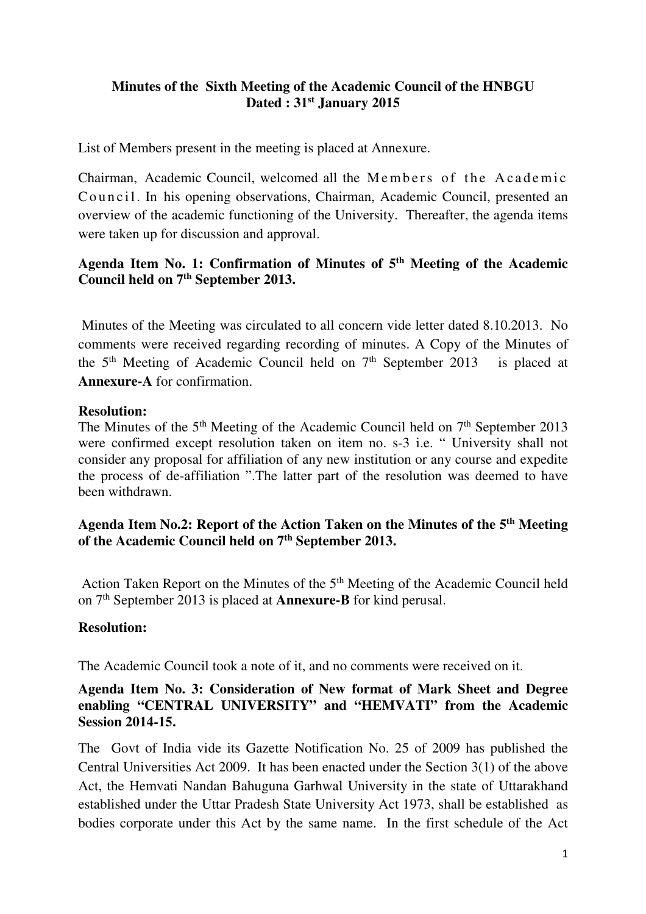**Minutes of the Sixth Meeting of the Academic Council of the HNBGU**
**Dated : 31st January 2015**

List of Members present in the meeting is placed at Annexure.

Chairman, Academic Council, welcomed all the Members of the Academic Council. In his opening observations, Chairman, Academic Council, presented an overview of the academic functioning of the University. Thereafter, the agenda items were taken up for discussion and approval.

**Agenda Item No. 1: Confirmation of Minutes of 5th Meeting of the Academic Council held on 7th September 2013.**

Minutes of the Meeting was circulated to all concern vide letter dated 8.10.2013. No comments were received regarding recording of minutes. A Copy of the Minutes of the 5th Meeting of Academic Council held on 7th September 2013 is placed at **Annexure-A** for confirmation.

**Resolution:**

The Minutes of the 5th Meeting of the Academic Council held on 7th September 2013 were confirmed except resolution taken on item no. s-3 i.e. " University shall not consider any proposal for affiliation of any new institution or any course and expedite the process of de-affiliation ".The latter part of the resolution was deemed to have been withdrawn.

**Agenda Item No.2: Report of the Action Taken on the Minutes of the 5th Meeting of the Academic Council held on 7th September 2013.**

Action Taken Report on the Minutes of the 5th Meeting of the Academic Council held on 7th September 2013 is placed at **Annexure-B** for kind perusal.

**Resolution:**

The Academic Council took a note of it, and no comments were received on it.

**Agenda Item No. 3: Consideration of New format of Mark Sheet and Degree enabling "CENTRAL UNIVERSITY" and "HEMVATI" from the Academic Session 2014-15.**

The Govt of India vide its Gazette Notification No. 25 of 2009 has published the Central Universities Act 2009. It has been enacted under the Section 3(1) of the above Act, the Hemvati Nandan Bahuguna Garhwal University in the state of Uttarakhand established under the Uttar Pradesh State University Act 1973, shall be established as bodies corporate under this Act by the same name. In the first schedule of the Act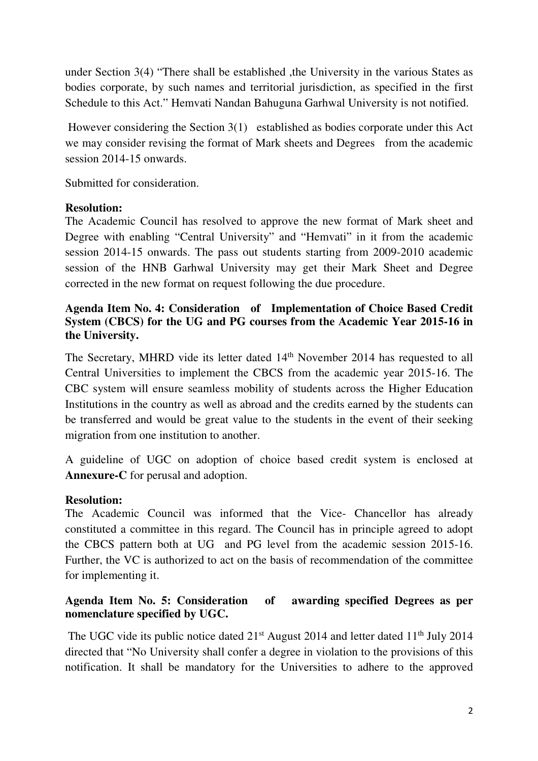under Section 3(4) "There shall be established ,the University in the various States as bodies corporate, by such names and territorial jurisdiction, as specified in the first Schedule to this Act." Hemvati Nandan Bahuguna Garhwal University is not notified.

However considering the Section 3(1) established as bodies corporate under this Act we may consider revising the format of Mark sheets and Degrees from the academic session 2014-15 onwards.

Submitted for consideration.

**Resolution:**
The Academic Council has resolved to approve the new format of Mark sheet and Degree with enabling "Central University" and "Hemvati" in it from the academic session 2014-15 onwards. The pass out students starting from 2009-2010 academic session of the HNB Garhwal University may get their Mark Sheet and Degree corrected in the new format on request following the due procedure.

**Agenda Item No. 4: Consideration of Implementation of Choice Based Credit System (CBCS) for the UG and PG courses from the Academic Year 2015-16 in the University.**

The Secretary, MHRD vide its letter dated 14th November 2014 has requested to all Central Universities to implement the CBCS from the academic year 2015-16. The CBC system will ensure seamless mobility of students across the Higher Education Institutions in the country as well as abroad and the credits earned by the students can be transferred and would be great value to the students in the event of their seeking migration from one institution to another.

A guideline of UGC on adoption of choice based credit system is enclosed at **Annexure-C** for perusal and adoption.

**Resolution:**
The Academic Council was informed that the Vice- Chancellor has already constituted a committee in this regard. The Council has in principle agreed to adopt the CBCS pattern both at UG and PG level from the academic session 2015-16. Further, the VC is authorized to act on the basis of recommendation of the committee for implementing it.

**Agenda Item No. 5: Consideration of awarding specified Degrees as per nomenclature specified by UGC.**

The UGC vide its public notice dated 21st August 2014 and letter dated 11th July 2014 directed that "No University shall confer a degree in violation to the provisions of this notification. It shall be mandatory for the Universities to adhere to the approved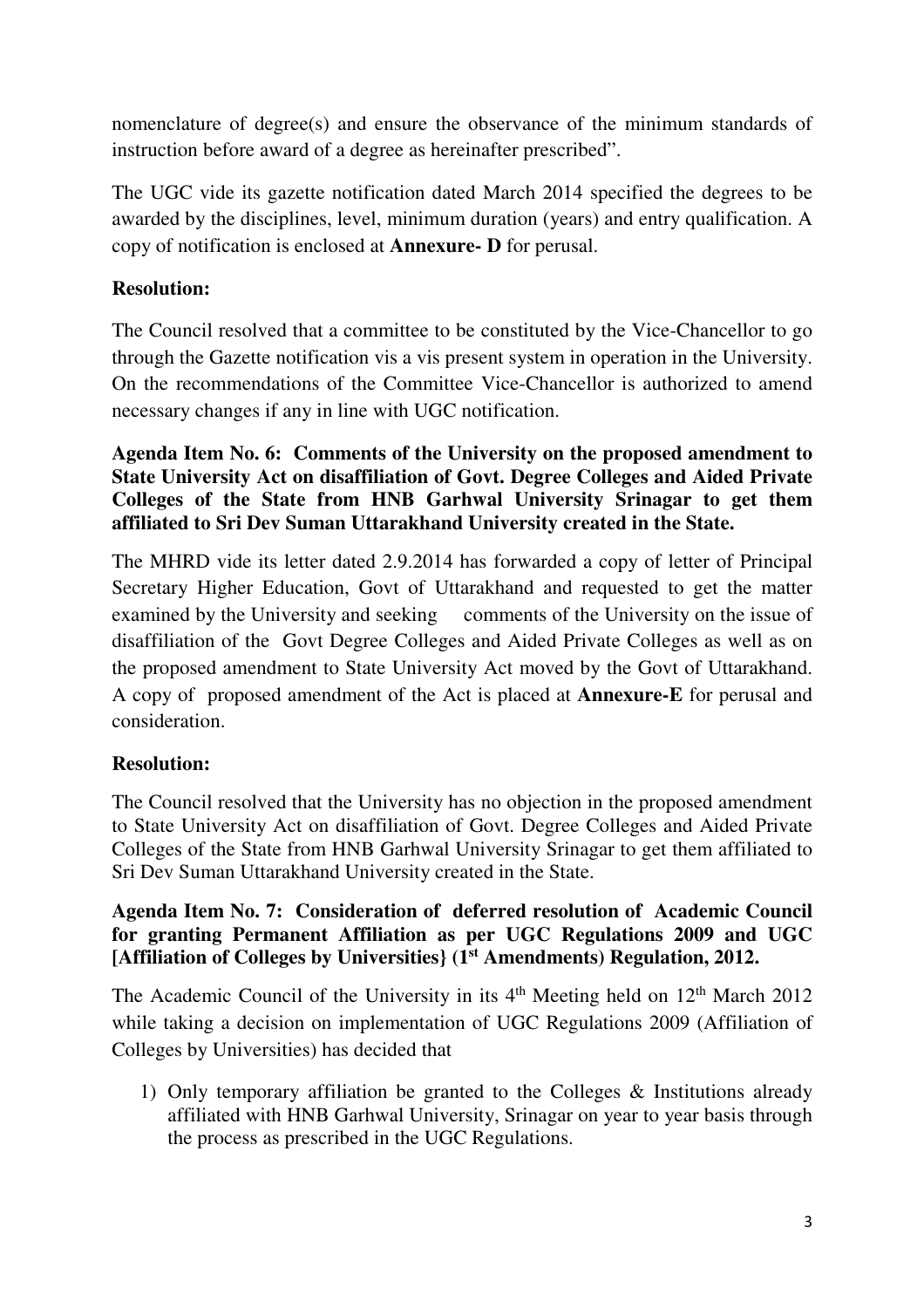nomenclature of degree(s) and ensure the observance of the minimum standards of instruction before award of a degree as hereinafter prescribed".

The UGC vide its gazette notification dated March 2014 specified the degrees to be awarded by the disciplines, level, minimum duration (years) and entry qualification. A copy of notification is enclosed at **Annexure- D** for perusal.

**Resolution:**

The Council resolved that a committee to be constituted by the Vice-Chancellor to go through the Gazette notification vis a vis present system in operation in the University. On the recommendations of the Committee Vice-Chancellor is authorized to amend necessary changes if any in line with UGC notification.

**Agenda Item No. 6: Comments of the University on the proposed amendment to State University Act on disaffiliation of Govt. Degree Colleges and Aided Private Colleges of the State from HNB Garhwal University Srinagar to get them affiliated to Sri Dev Suman Uttarakhand University created in the State.**

The MHRD vide its letter dated 2.9.2014 has forwarded a copy of letter of Principal Secretary Higher Education, Govt of Uttarakhand and requested to get the matter examined by the University and seeking comments of the University on the issue of disaffiliation of the Govt Degree Colleges and Aided Private Colleges as well as on the proposed amendment to State University Act moved by the Govt of Uttarakhand. A copy of proposed amendment of the Act is placed at **Annexure-E** for perusal and consideration.

**Resolution:**

The Council resolved that the University has no objection in the proposed amendment to State University Act on disaffiliation of Govt. Degree Colleges and Aided Private Colleges of the State from HNB Garhwal University Srinagar to get them affiliated to Sri Dev Suman Uttarakhand University created in the State.

**Agenda Item No. 7: Consideration of deferred resolution of Academic Council for granting Permanent Affiliation as per UGC Regulations 2009 and UGC [Affiliation of Colleges by Universities} (1st Amendments) Regulation, 2012.**

The Academic Council of the University in its 4th Meeting held on 12th March 2012 while taking a decision on implementation of UGC Regulations 2009 (Affiliation of Colleges by Universities) has decided that

1) Only temporary affiliation be granted to the Colleges & Institutions already affiliated with HNB Garhwal University, Srinagar on year to year basis through the process as prescribed in the UGC Regulations.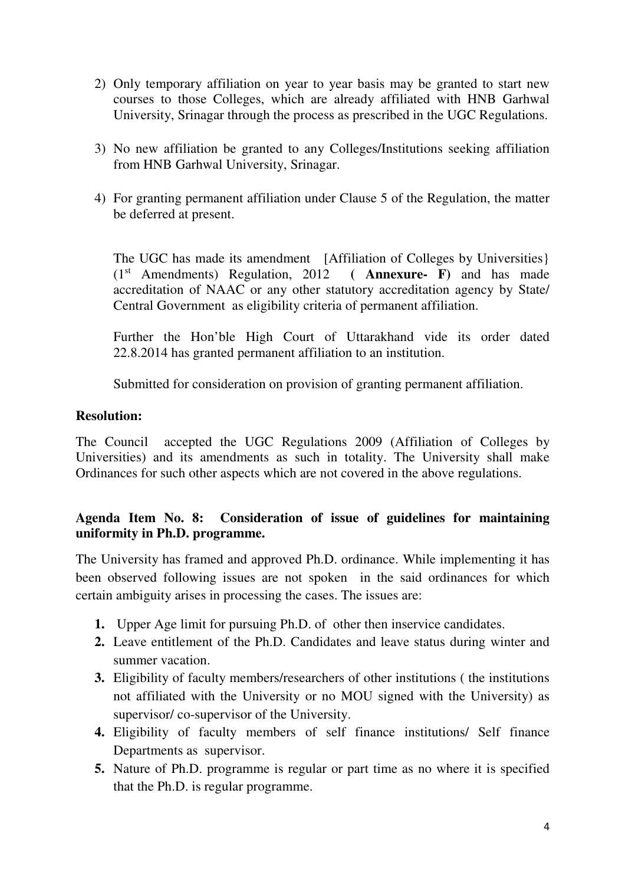2) Only temporary affiliation on year to year basis may be granted to start new courses to those Colleges, which are already affiliated with HNB Garhwal University, Srinagar through the process as prescribed in the UGC Regulations.

3) No new affiliation be granted to any Colleges/Institutions seeking affiliation from HNB Garhwal University, Srinagar.

4) For granting permanent affiliation under Clause 5 of the Regulation, the matter be deferred at present.

The UGC has made its amendment [Affiliation of Colleges by Universities} (1st Amendments) Regulation, 2012 ( **Annexure- F)** and has made accreditation of NAAC or any other statutory accreditation agency by State/ Central Government as eligibility criteria of permanent affiliation.

Further the Hon'ble High Court of Uttarakhand vide its order dated 22.8.2014 has granted permanent affiliation to an institution.

Submitted for consideration on provision of granting permanent affiliation.

**Resolution:**

The Council accepted the UGC Regulations 2009 (Affiliation of Colleges by Universities) and its amendments as such in totality. The University shall make Ordinances for such other aspects which are not covered in the above regulations.

**Agenda Item No. 8: Consideration of issue of guidelines for maintaining uniformity in Ph.D. programme.**

The University has framed and approved Ph.D. ordinance. While implementing it has been observed following issues are not spoken in the said ordinances for which certain ambiguity arises in processing the cases. The issues are:

1. Upper Age limit for pursuing Ph.D. of other then inservice candidates.
2. Leave entitlement of the Ph.D. Candidates and leave status during winter and summer vacation.
3. Eligibility of faculty members/researchers of other institutions ( the institutions not affiliated with the University or no MOU signed with the University) as supervisor/ co-supervisor of the University.
4. Eligibility of faculty members of self finance institutions/ Self finance Departments as supervisor.
5. Nature of Ph.D. programme is regular or part time as no where it is specified that the Ph.D. is regular programme.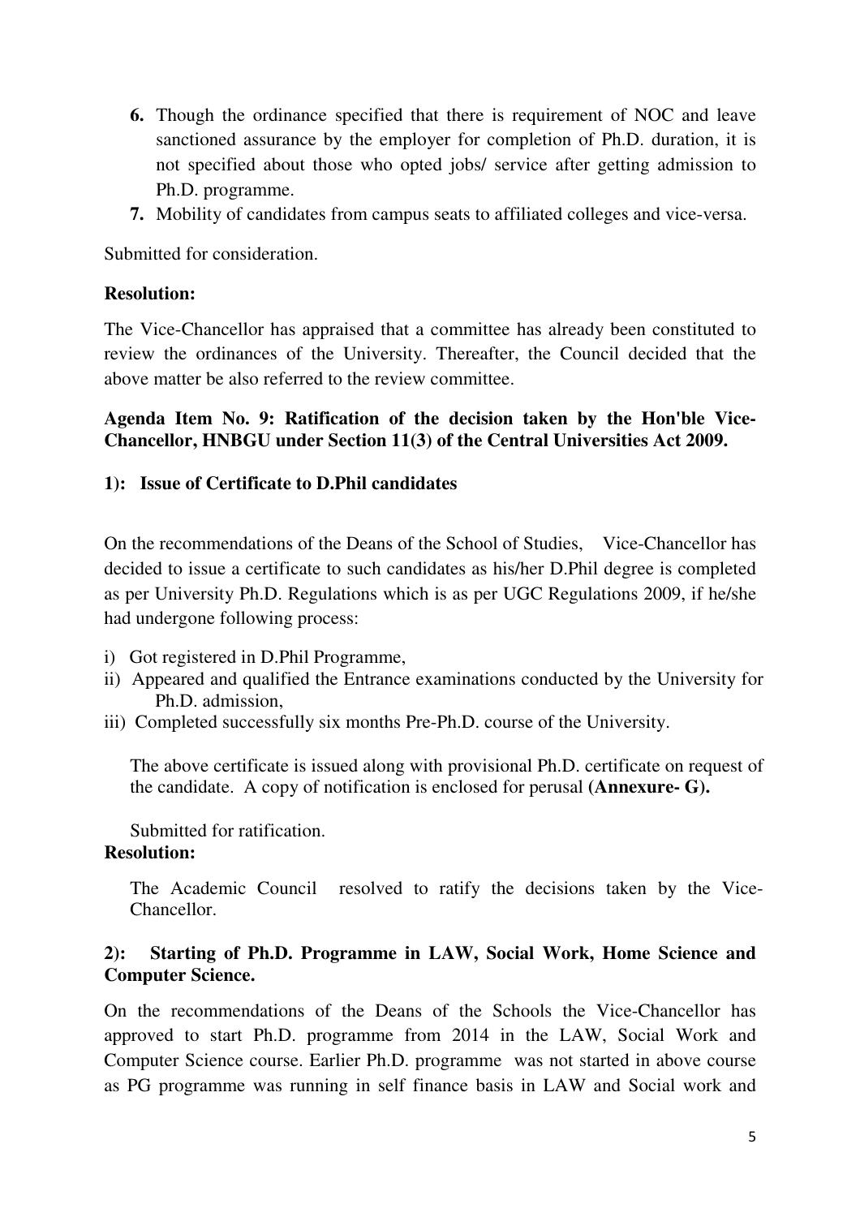6. Though the ordinance specified that there is requirement of NOC and leave sanctioned assurance by the employer for completion of Ph.D. duration, it is not specified about those who opted jobs/ service after getting admission to Ph.D. programme.
7. Mobility of candidates from campus seats to affiliated colleges and vice-versa.

Submitted for consideration.

**Resolution:**

The Vice-Chancellor has appraised that a committee has already been constituted to review the ordinances of the University. Thereafter, the Council decided that the above matter be also referred to the review committee.

**Agenda Item No. 9: Ratification of the decision taken by the Hon'ble Vice-Chancellor, HNBGU under Section 11(3) of the Central Universities Act 2009.**

**1): Issue of Certificate to D.Phil candidates**

On the recommendations of the Deans of the School of Studies, Vice-Chancellor has decided to issue a certificate to such candidates as his/her D.Phil degree is completed as per University Ph.D. Regulations which is as per UGC Regulations 2009, if he/she had undergone following process:

i) Got registered in D.Phil Programme,
ii) Appeared and qualified the Entrance examinations conducted by the University for Ph.D. admission,
iii) Completed successfully six months Pre-Ph.D. course of the University.

The above certificate is issued along with provisional Ph.D. certificate on request of the candidate. A copy of notification is enclosed for perusal **(Annexure- G).**

Submitted for ratification.

**Resolution:**

The Academic Council resolved to ratify the decisions taken by the Vice-Chancellor.

**2): Starting of Ph.D. Programme in LAW, Social Work, Home Science and Computer Science.**

On the recommendations of the Deans of the Schools the Vice-Chancellor has approved to start Ph.D. programme from 2014 in the LAW, Social Work and Computer Science course. Earlier Ph.D. programme was not started in above course as PG programme was running in self finance basis in LAW and Social work and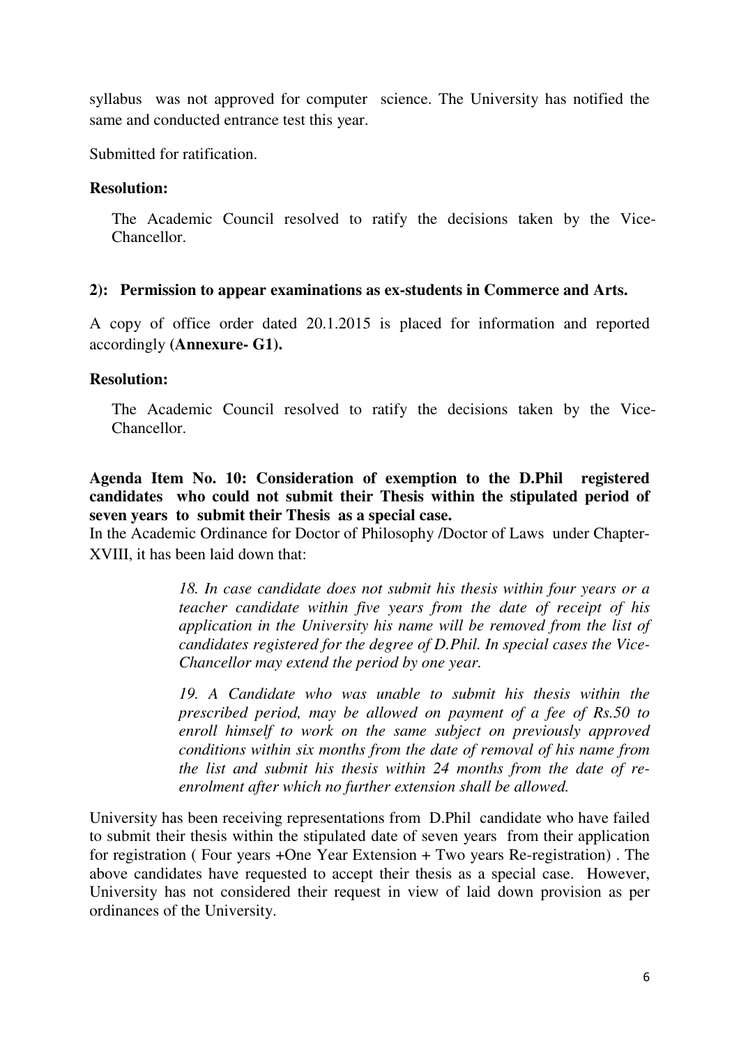syllabus was not approved for computer science. The University has notified the same and conducted entrance test this year.

Submitted for ratification.

**Resolution:**

The Academic Council resolved to ratify the decisions taken by the Vice-Chancellor.

**2): Permission to appear examinations as ex-students in Commerce and Arts.**

A copy of office order dated 20.1.2015 is placed for information and reported accordingly **(Annexure- G1).**

**Resolution:**

The Academic Council resolved to ratify the decisions taken by the Vice-Chancellor.

**Agenda Item No. 10: Consideration of exemption to the D.Phil registered candidates who could not submit their Thesis within the stipulated period of seven years to submit their Thesis as a special case.**

In the Academic Ordinance for Doctor of Philosophy /Doctor of Laws under Chapter-XVIII, it has been laid down that:

> *18. In case candidate does not submit his thesis within four years or a teacher candidate within five years from the date of receipt of his application in the University his name will be removed from the list of candidates registered for the degree of D.Phil. In special cases the Vice-Chancellor may extend the period by one year.*
>
> *19. A Candidate who was unable to submit his thesis within the prescribed period, may be allowed on payment of a fee of Rs.50 to enroll himself to work on the same subject on previously approved conditions within six months from the date of removal of his name from the list and submit his thesis within 24 months from the date of re-enrolment after which no further extension shall be allowed.*

University has been receiving representations from D.Phil candidate who have failed to submit their thesis within the stipulated date of seven years from their application for registration ( Four years +One Year Extension + Two years Re-registration) . The above candidates have requested to accept their thesis as a special case. However, University has not considered their request in view of laid down provision as per ordinances of the University.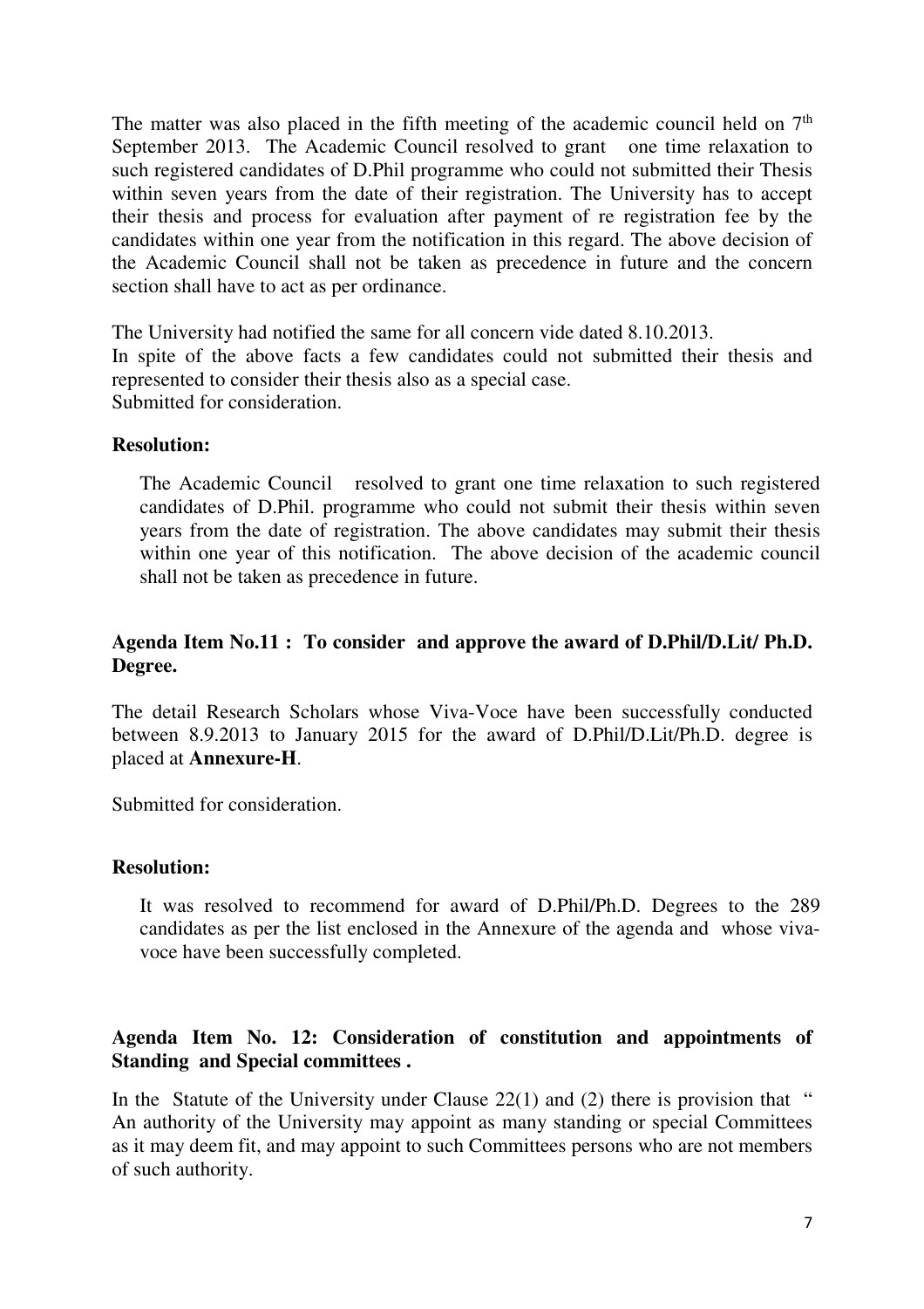The matter was also placed in the fifth meeting of the academic council held on 7th September 2013. The Academic Council resolved to grant one time relaxation to such registered candidates of D.Phil programme who could not submitted their Thesis within seven years from the date of their registration. The University has to accept their thesis and process for evaluation after payment of re registration fee by the candidates within one year from the notification in this regard. The above decision of the Academic Council shall not be taken as precedence in future and the concern section shall have to act as per ordinance.

The University had notified the same for all concern vide dated 8.10.2013.
In spite of the above facts a few candidates could not submitted their thesis and represented to consider their thesis also as a special case.
Submitted for consideration.

**Resolution:**

The Academic Council resolved to grant one time relaxation to such registered candidates of D.Phil. programme who could not submit their thesis within seven years from the date of registration. The above candidates may submit their thesis within one year of this notification. The above decision of the academic council shall not be taken as precedence in future.

**Agenda Item No.11 : To consider and approve the award of D.Phil/D.Lit/ Ph.D. Degree.**

The detail Research Scholars whose Viva-Voce have been successfully conducted between 8.9.2013 to January 2015 for the award of D.Phil/D.Lit/Ph.D. degree is placed at **Annexure-H**.

Submitted for consideration.

**Resolution:**

It was resolved to recommend for award of D.Phil/Ph.D. Degrees to the 289 candidates as per the list enclosed in the Annexure of the agenda and whose viva-voce have been successfully completed.

**Agenda Item No. 12: Consideration of constitution and appointments of Standing and Special committees .**

In the Statute of the University under Clause 22(1) and (2) there is provision that " An authority of the University may appoint as many standing or special Committees as it may deem fit, and may appoint to such Committees persons who are not members of such authority.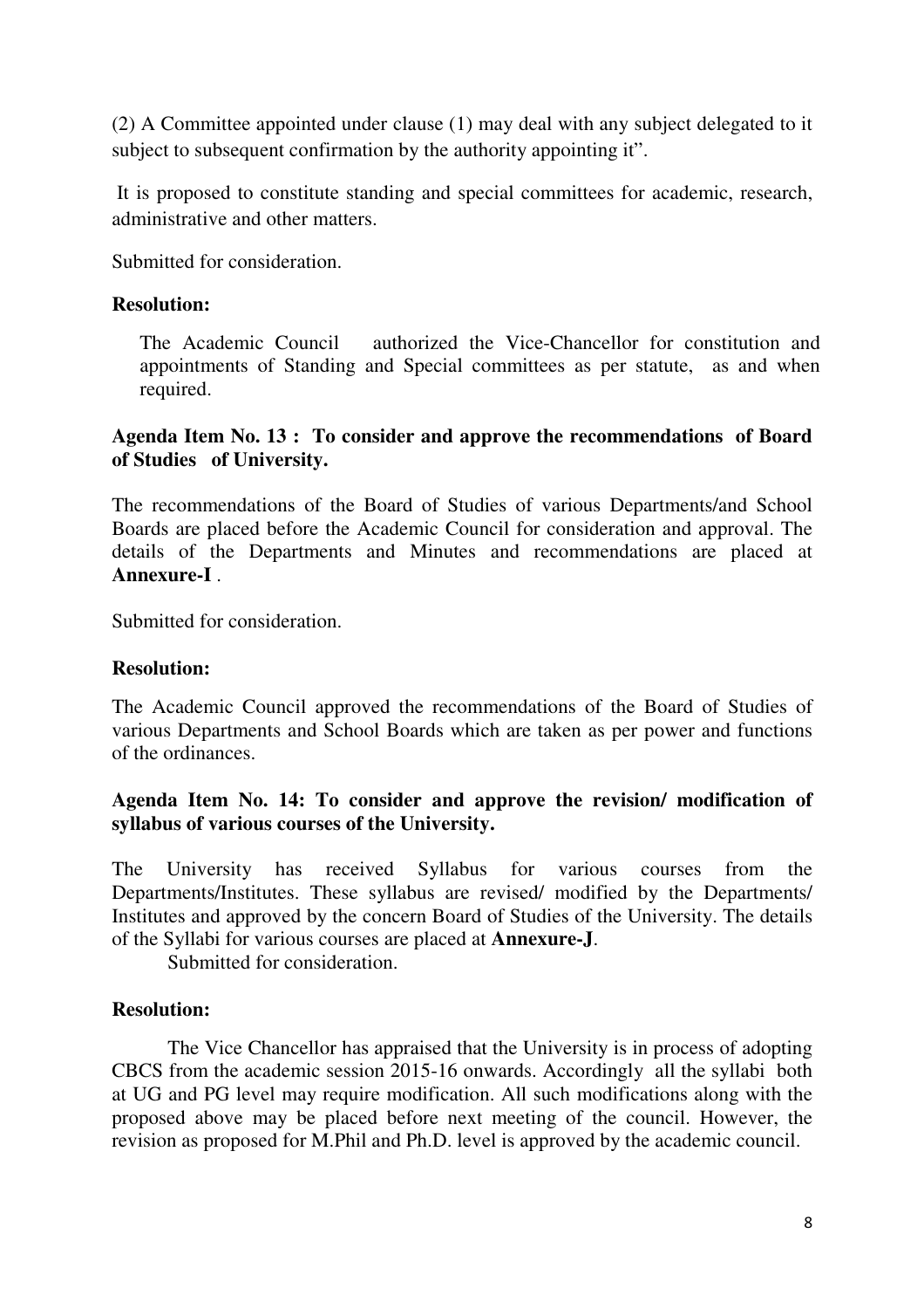(2) A Committee appointed under clause (1) may deal with any subject delegated to it subject to subsequent confirmation by the authority appointing it".

It is proposed to constitute standing and special committees for academic, research, administrative and other matters.

Submitted for consideration.

**Resolution:**

The Academic Council authorized the Vice-Chancellor for constitution and appointments of Standing and Special committees as per statute, as and when required.

**Agenda Item No. 13 : To consider and approve the recommendations of Board of Studies of University.**

The recommendations of the Board of Studies of various Departments/and School Boards are placed before the Academic Council for consideration and approval. The details of the Departments and Minutes and recommendations are placed at **Annexure-I** .

Submitted for consideration.

**Resolution:**

The Academic Council approved the recommendations of the Board of Studies of various Departments and School Boards which are taken as per power and functions of the ordinances.

**Agenda Item No. 14: To consider and approve the revision/ modification of syllabus of various courses of the University.**

The University has received Syllabus for various courses from the Departments/Institutes. These syllabus are revised/ modified by the Departments/ Institutes and approved by the concern Board of Studies of the University. The details of the Syllabi for various courses are placed at **Annexure-J**.

Submitted for consideration.

**Resolution:**

The Vice Chancellor has appraised that the University is in process of adopting CBCS from the academic session 2015-16 onwards. Accordingly all the syllabi both at UG and PG level may require modification. All such modifications along with the proposed above may be placed before next meeting of the council. However, the revision as proposed for M.Phil and Ph.D. level is approved by the academic council.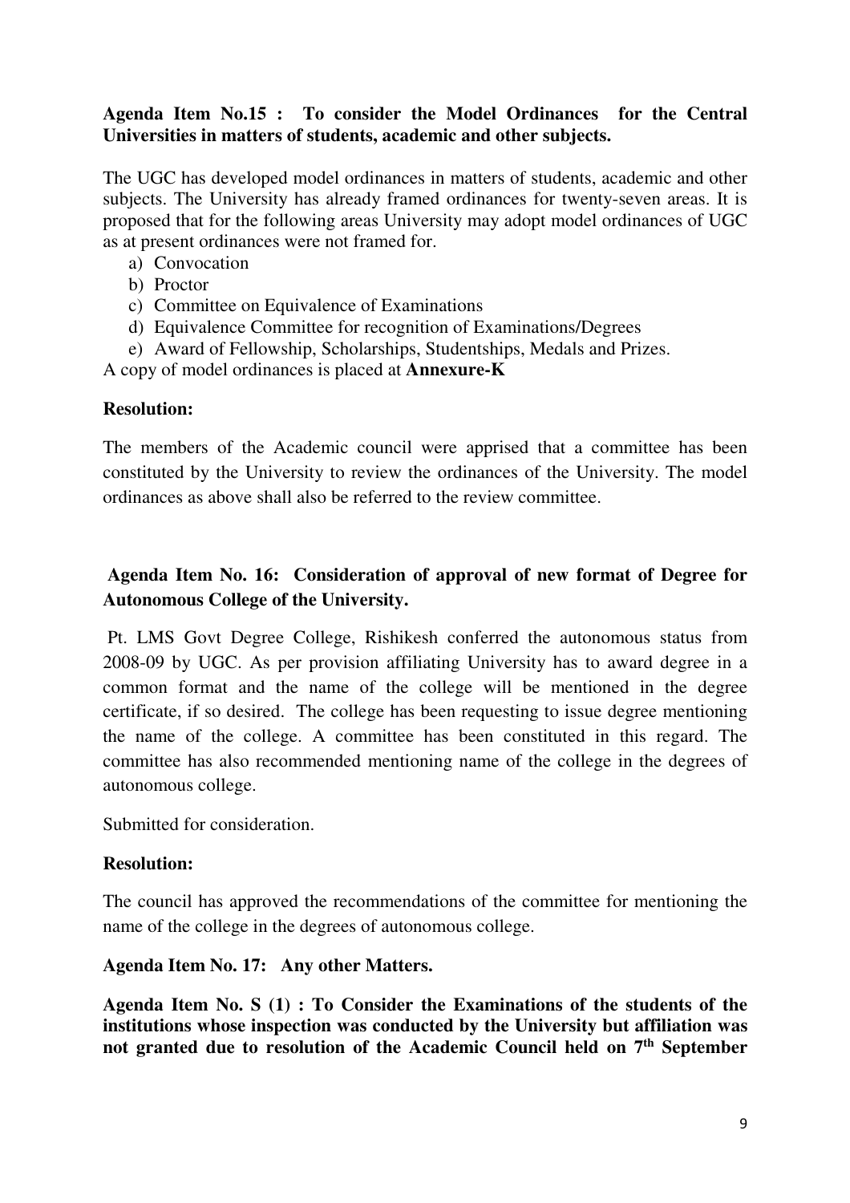**Agenda Item No.15 : To consider the Model Ordinances for the Central Universities in matters of students, academic and other subjects.**

The UGC has developed model ordinances in matters of students, academic and other subjects. The University has already framed ordinances for twenty-seven areas. It is proposed that for the following areas University may adopt model ordinances of UGC as at present ordinances were not framed for.

a) Convocation
b) Proctor
c) Committee on Equivalence of Examinations
d) Equivalence Committee for recognition of Examinations/Degrees
e) Award of Fellowship, Scholarships, Studentships, Medals and Prizes.

A copy of model ordinances is placed at **Annexure-K**

**Resolution:**

The members of the Academic council were apprised that a committee has been constituted by the University to review the ordinances of the University. The model ordinances as above shall also be referred to the review committee.

**Agenda Item No. 16: Consideration of approval of new format of Degree for Autonomous College of the University.**

Pt. LMS Govt Degree College, Rishikesh conferred the autonomous status from 2008-09 by UGC. As per provision affiliating University has to award degree in a common format and the name of the college will be mentioned in the degree certificate, if so desired. The college has been requesting to issue degree mentioning the name of the college. A committee has been constituted in this regard. The committee has also recommended mentioning name of the college in the degrees of autonomous college.

Submitted for consideration.

**Resolution:**

The council has approved the recommendations of the committee for mentioning the name of the college in the degrees of autonomous college.

**Agenda Item No. 17: Any other Matters.**

**Agenda Item No. S (1) : To Consider the Examinations of the students of the institutions whose inspection was conducted by the University but affiliation was not granted due to resolution of the Academic Council held on 7th September**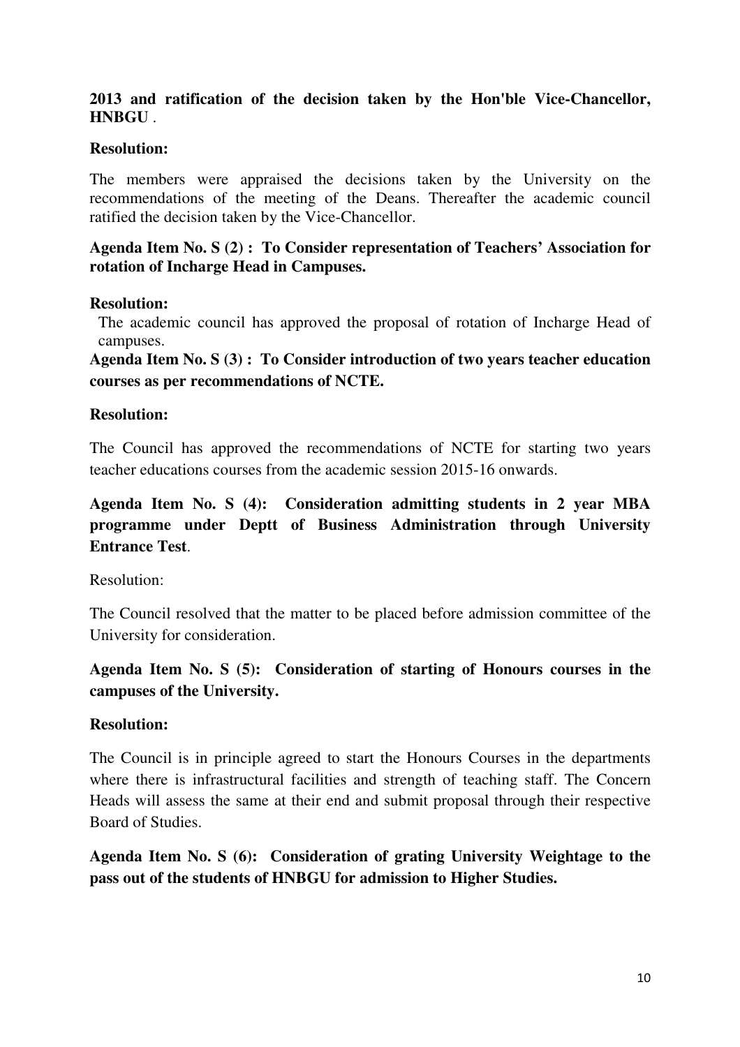**2013 and ratification of the decision taken by the Hon'ble Vice-Chancellor, HNBGU** .

**Resolution:**

The members were appraised the decisions taken by the University on the recommendations of the meeting of the Deans. Thereafter the academic council ratified the decision taken by the Vice-Chancellor.

**Agenda Item No. S (2) : To Consider representation of Teachers' Association for rotation of Incharge Head in Campuses.**

**Resolution:**

The academic council has approved the proposal of rotation of Incharge Head of campuses.

**Agenda Item No. S (3) : To Consider introduction of two years teacher education courses as per recommendations of NCTE.**

**Resolution:**

The Council has approved the recommendations of NCTE for starting two years teacher educations courses from the academic session 2015-16 onwards.

**Agenda Item No. S (4): Consideration admitting students in 2 year MBA programme under Deptt of Business Administration through University Entrance Test**.

Resolution:

The Council resolved that the matter to be placed before admission committee of the University for consideration.

**Agenda Item No. S (5): Consideration of starting of Honours courses in the campuses of the University.**

**Resolution:**

The Council is in principle agreed to start the Honours Courses in the departments where there is infrastructural facilities and strength of teaching staff. The Concern Heads will assess the same at their end and submit proposal through their respective Board of Studies.

**Agenda Item No. S (6): Consideration of grating University Weightage to the pass out of the students of HNBGU for admission to Higher Studies.**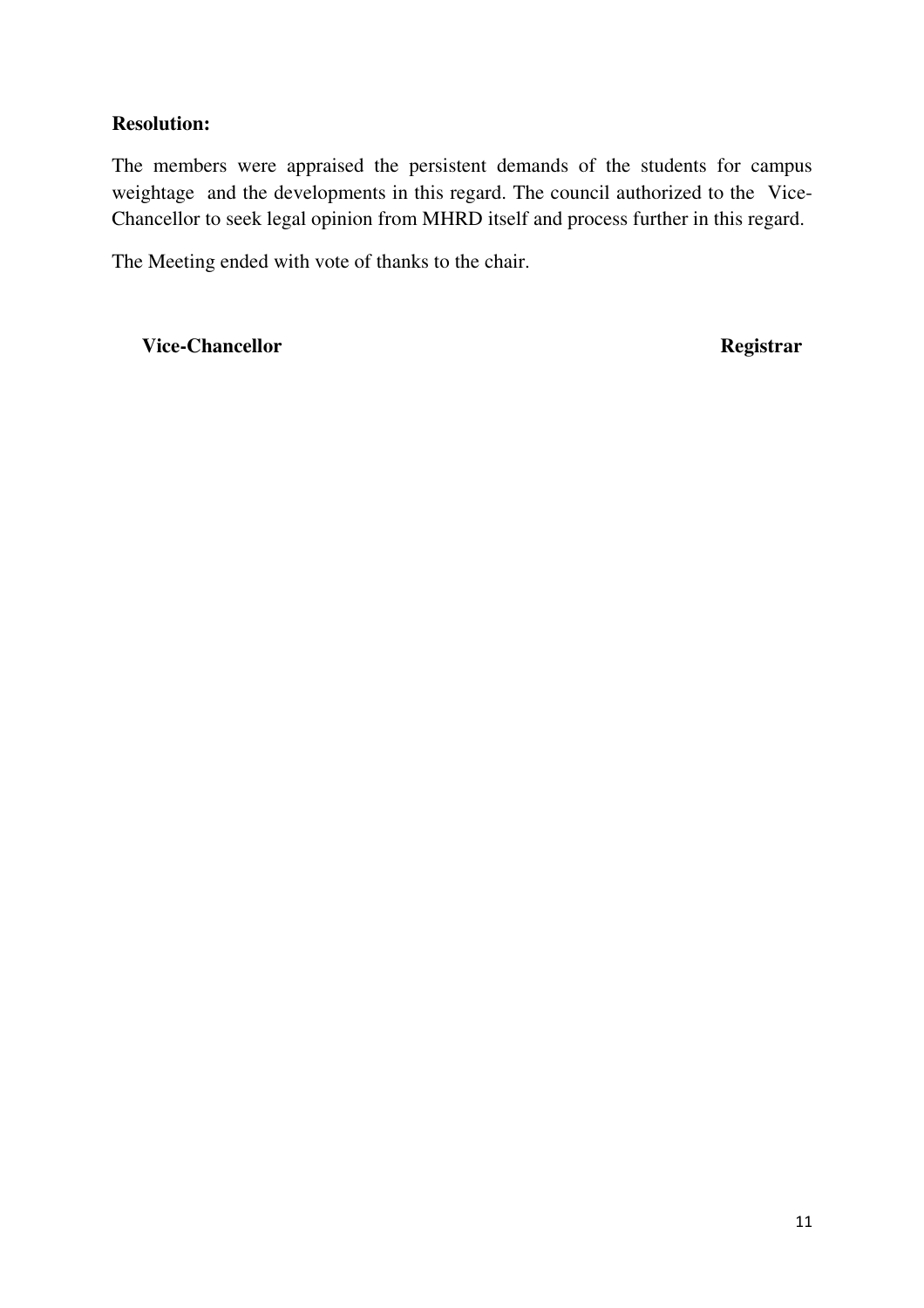**Resolution:**

The members were appraised the persistent demands of the students for campus weightage and the developments in this regard. The council authorized to the Vice-Chancellor to seek legal opinion from MHRD itself and process further in this regard.

The Meeting ended with vote of thanks to the chair.

**Vice-Chancellor** **Registrar**